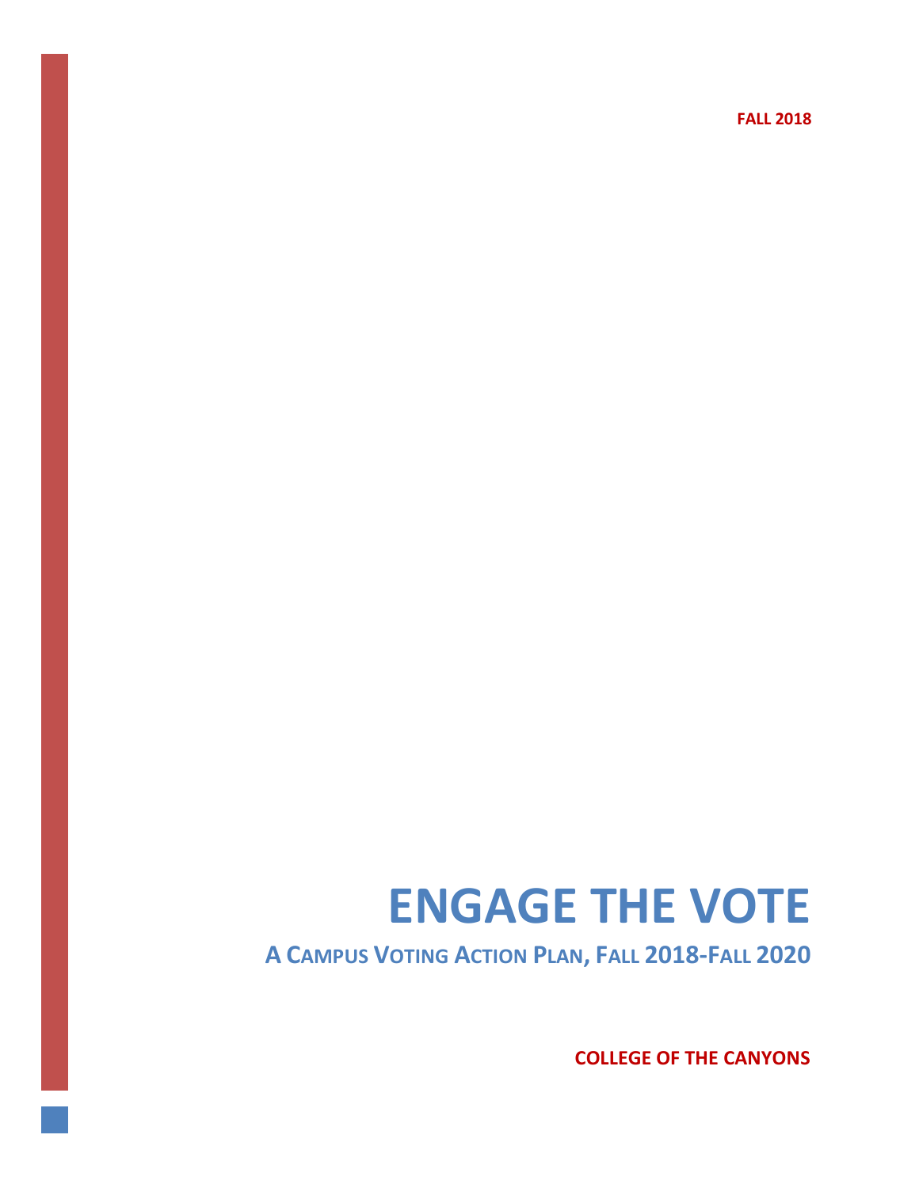**FALL 2018**

# ENGAGE THE VOTE

## A Campus Voting Action Plan, Fall 2018-Fall 2020

**COLLEGE OF THE CANYONS**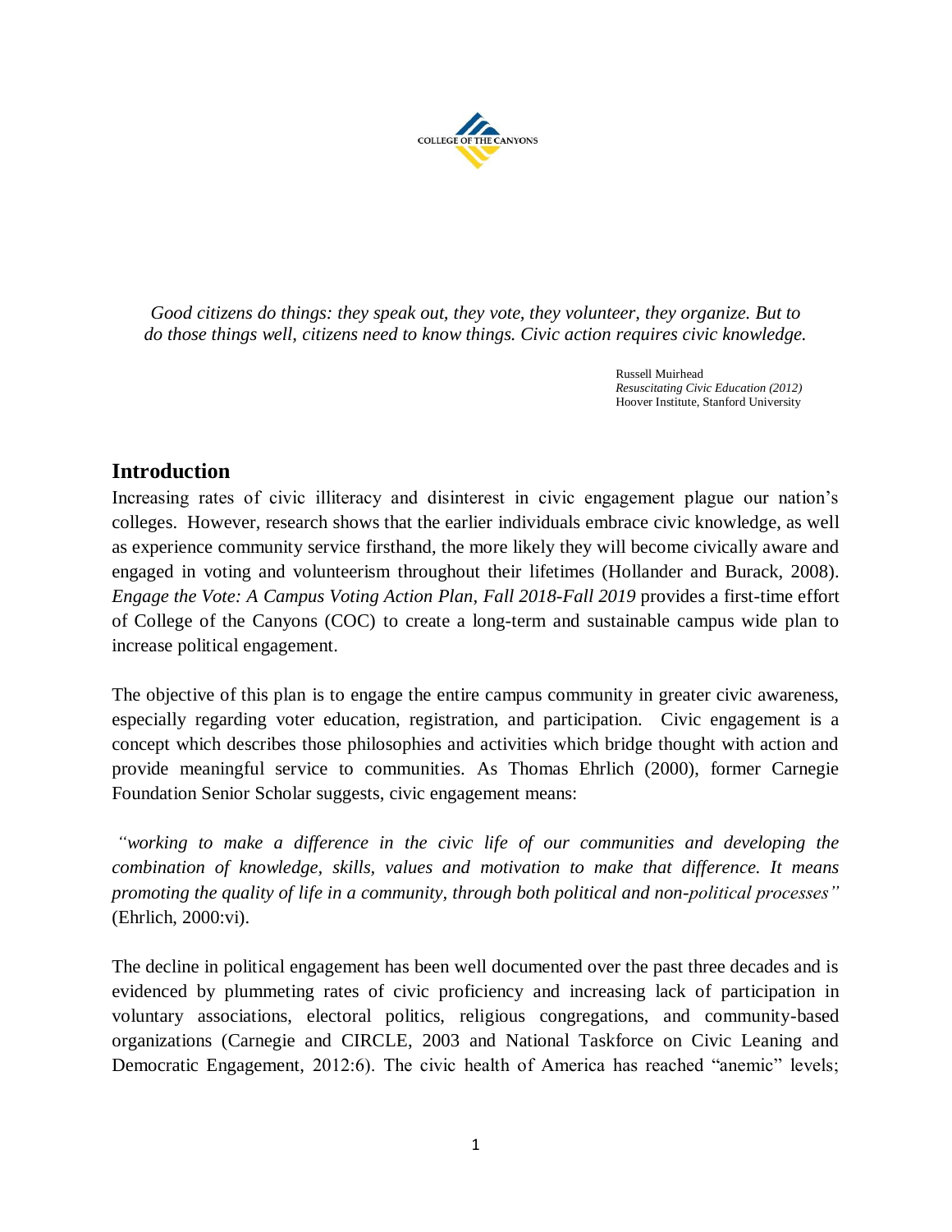*Good citizens do things: they speak out, they vote, they volunteer, they organize. But to do those things well, citizens need to know things. Civic action requires civic knowledge.*

Russell Muirhead
*Resuscitating Civic Education (2012)*
Hoover Institute, Stanford University

## Introduction

Increasing rates of civic illiteracy and disinterest in civic engagement plague our nation's colleges. However, research shows that the earlier individuals embrace civic knowledge, as well as experience community service firsthand, the more likely they will become civically aware and engaged in voting and volunteerism throughout their lifetimes (Hollander and Burack, 2008). *Engage the Vote: A Campus Voting Action Plan, Fall 2018-Fall 2019* provides a first-time effort of College of the Canyons (COC) to create a long-term and sustainable campus wide plan to increase political engagement.

The objective of this plan is to engage the entire campus community in greater civic awareness, especially regarding voter education, registration, and participation. Civic engagement is a concept which describes those philosophies and activities which bridge thought with action and provide meaningful service to communities. As Thomas Ehrlich (2000), former Carnegie Foundation Senior Scholar suggests, civic engagement means:

*"working to make a difference in the civic life of our communities and developing the combination of knowledge, skills, values and motivation to make that difference. It means promoting the quality of life in a community, through both political and non-political processes"* (Ehrlich, 2000:vi).

The decline in political engagement has been well documented over the past three decades and is evidenced by plummeting rates of civic proficiency and increasing lack of participation in voluntary associations, electoral politics, religious congregations, and community-based organizations (Carnegie and CIRCLE, 2003 and National Taskforce on Civic Leaning and Democratic Engagement, 2012:6). The civic health of America has reached "anemic" levels;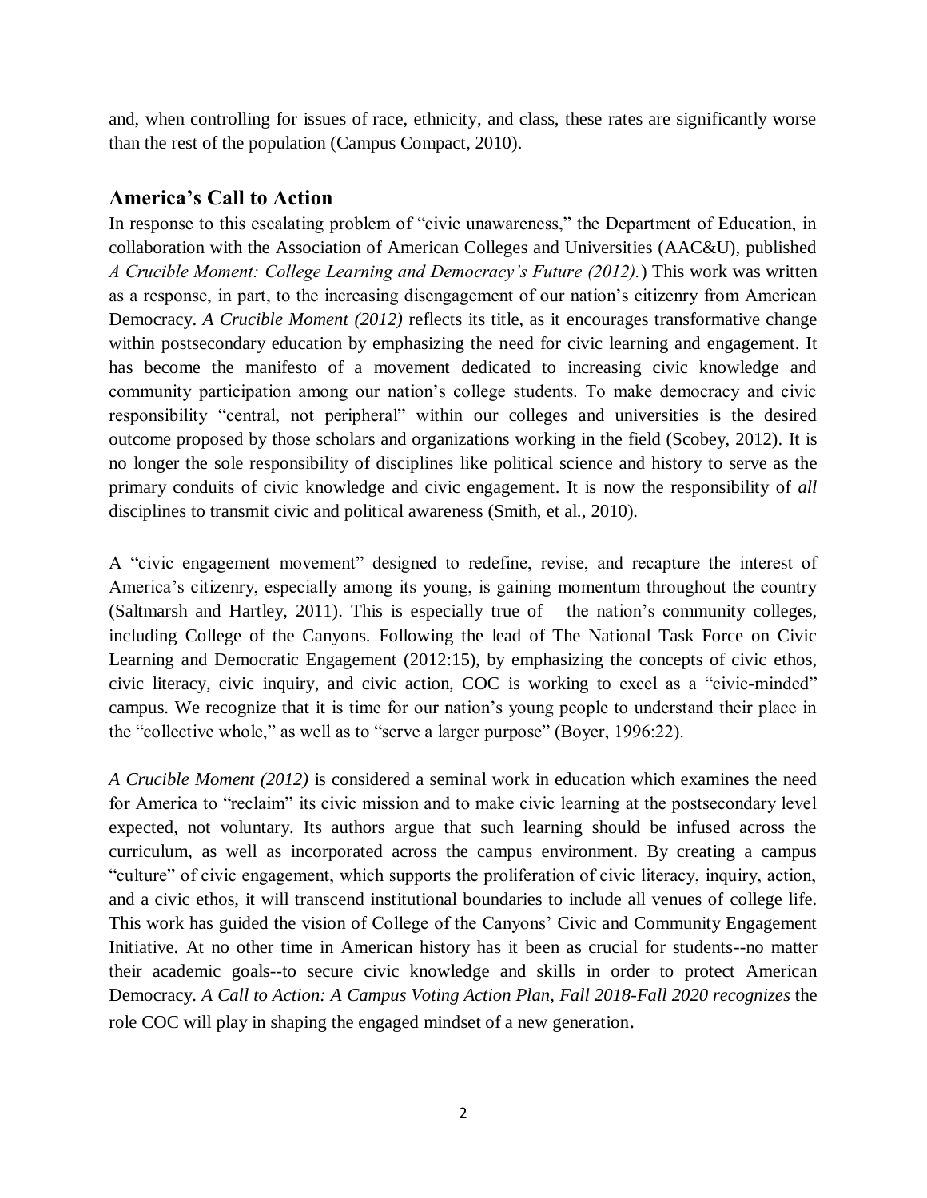and, when controlling for issues of race, ethnicity, and class, these rates are significantly worse than the rest of the population (Campus Compact, 2010).

## America's Call to Action

In response to this escalating problem of "civic unawareness," the Department of Education, in collaboration with the Association of American Colleges and Universities (AAC&U), published *A Crucible Moment: College Learning and Democracy's Future (2012).*) This work was written as a response, in part, to the increasing disengagement of our nation's citizenry from American Democracy. *A Crucible Moment (2012)* reflects its title, as it encourages transformative change within postsecondary education by emphasizing the need for civic learning and engagement. It has become the manifesto of a movement dedicated to increasing civic knowledge and community participation among our nation's college students. To make democracy and civic responsibility "central, not peripheral" within our colleges and universities is the desired outcome proposed by those scholars and organizations working in the field (Scobey, 2012). It is no longer the sole responsibility of disciplines like political science and history to serve as the primary conduits of civic knowledge and civic engagement. It is now the responsibility of *all* disciplines to transmit civic and political awareness (Smith, et al., 2010).

A "civic engagement movement" designed to redefine, revise, and recapture the interest of America's citizenry, especially among its young, is gaining momentum throughout the country (Saltmarsh and Hartley, 2011). This is especially true of the nation's community colleges, including College of the Canyons. Following the lead of The National Task Force on Civic Learning and Democratic Engagement (2012:15), by emphasizing the concepts of civic ethos, civic literacy, civic inquiry, and civic action, COC is working to excel as a "civic-minded" campus. We recognize that it is time for our nation's young people to understand their place in the "collective whole," as well as to "serve a larger purpose" (Boyer, 1996:22).

*A Crucible Moment (2012)* is considered a seminal work in education which examines the need for America to "reclaim" its civic mission and to make civic learning at the postsecondary level expected, not voluntary. Its authors argue that such learning should be infused across the curriculum, as well as incorporated across the campus environment. By creating a campus "culture" of civic engagement, which supports the proliferation of civic literacy, inquiry, action, and a civic ethos, it will transcend institutional boundaries to include all venues of college life. This work has guided the vision of College of the Canyons' Civic and Community Engagement Initiative. At no other time in American history has it been as crucial for students--no matter their academic goals--to secure civic knowledge and skills in order to protect American Democracy. *A Call to Action: A Campus Voting Action Plan, Fall 2018-Fall 2020 recognizes* the role COC will play in shaping the engaged mindset of a new generation.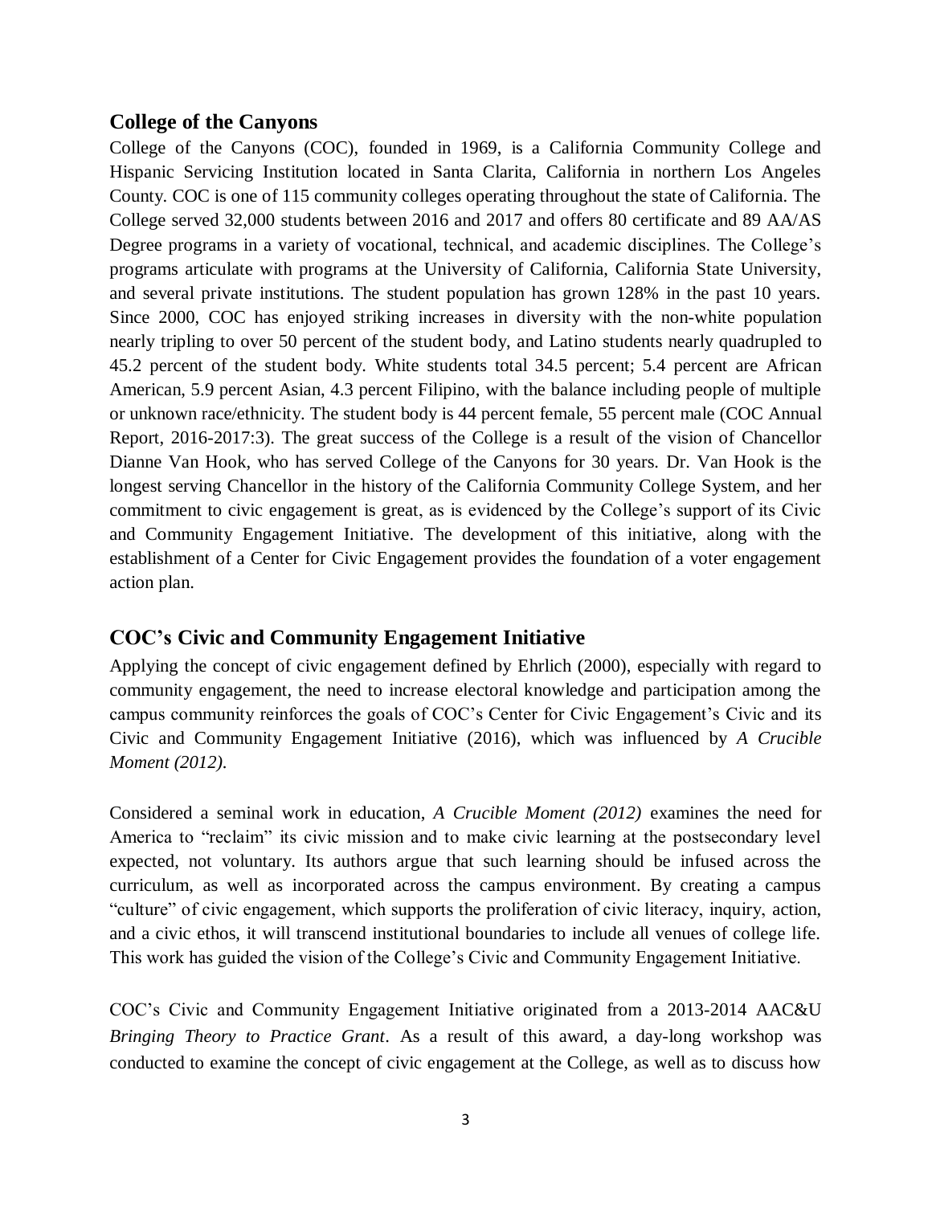## College of the Canyons

College of the Canyons (COC), founded in 1969, is a California Community College and Hispanic Servicing Institution located in Santa Clarita, California in northern Los Angeles County. COC is one of 115 community colleges operating throughout the state of California. The College served 32,000 students between 2016 and 2017 and offers 80 certificate and 89 AA/AS Degree programs in a variety of vocational, technical, and academic disciplines. The College's programs articulate with programs at the University of California, California State University, and several private institutions. The student population has grown 128% in the past 10 years. Since 2000, COC has enjoyed striking increases in diversity with the non-white population nearly tripling to over 50 percent of the student body, and Latino students nearly quadrupled to 45.2 percent of the student body. White students total 34.5 percent; 5.4 percent are African American, 5.9 percent Asian, 4.3 percent Filipino, with the balance including people of multiple or unknown race/ethnicity. The student body is 44 percent female, 55 percent male (COC Annual Report, 2016-2017:3). The great success of the College is a result of the vision of Chancellor Dianne Van Hook, who has served College of the Canyons for 30 years. Dr. Van Hook is the longest serving Chancellor in the history of the California Community College System, and her commitment to civic engagement is great, as is evidenced by the College's support of its Civic and Community Engagement Initiative. The development of this initiative, along with the establishment of a Center for Civic Engagement provides the foundation of a voter engagement action plan.

## COC's Civic and Community Engagement Initiative

Applying the concept of civic engagement defined by Ehrlich (2000), especially with regard to community engagement, the need to increase electoral knowledge and participation among the campus community reinforces the goals of COC's Center for Civic Engagement's Civic and its Civic and Community Engagement Initiative (2016), which was influenced by *A Crucible Moment (2012).*

Considered a seminal work in education, *A Crucible Moment (2012)* examines the need for America to "reclaim" its civic mission and to make civic learning at the postsecondary level expected, not voluntary. Its authors argue that such learning should be infused across the curriculum, as well as incorporated across the campus environment. By creating a campus "culture" of civic engagement, which supports the proliferation of civic literacy, inquiry, action, and a civic ethos, it will transcend institutional boundaries to include all venues of college life. This work has guided the vision of the College's Civic and Community Engagement Initiative.

COC's Civic and Community Engagement Initiative originated from a 2013-2014 AAC&U *Bringing Theory to Practice Grant*. As a result of this award, a day-long workshop was conducted to examine the concept of civic engagement at the College, as well as to discuss how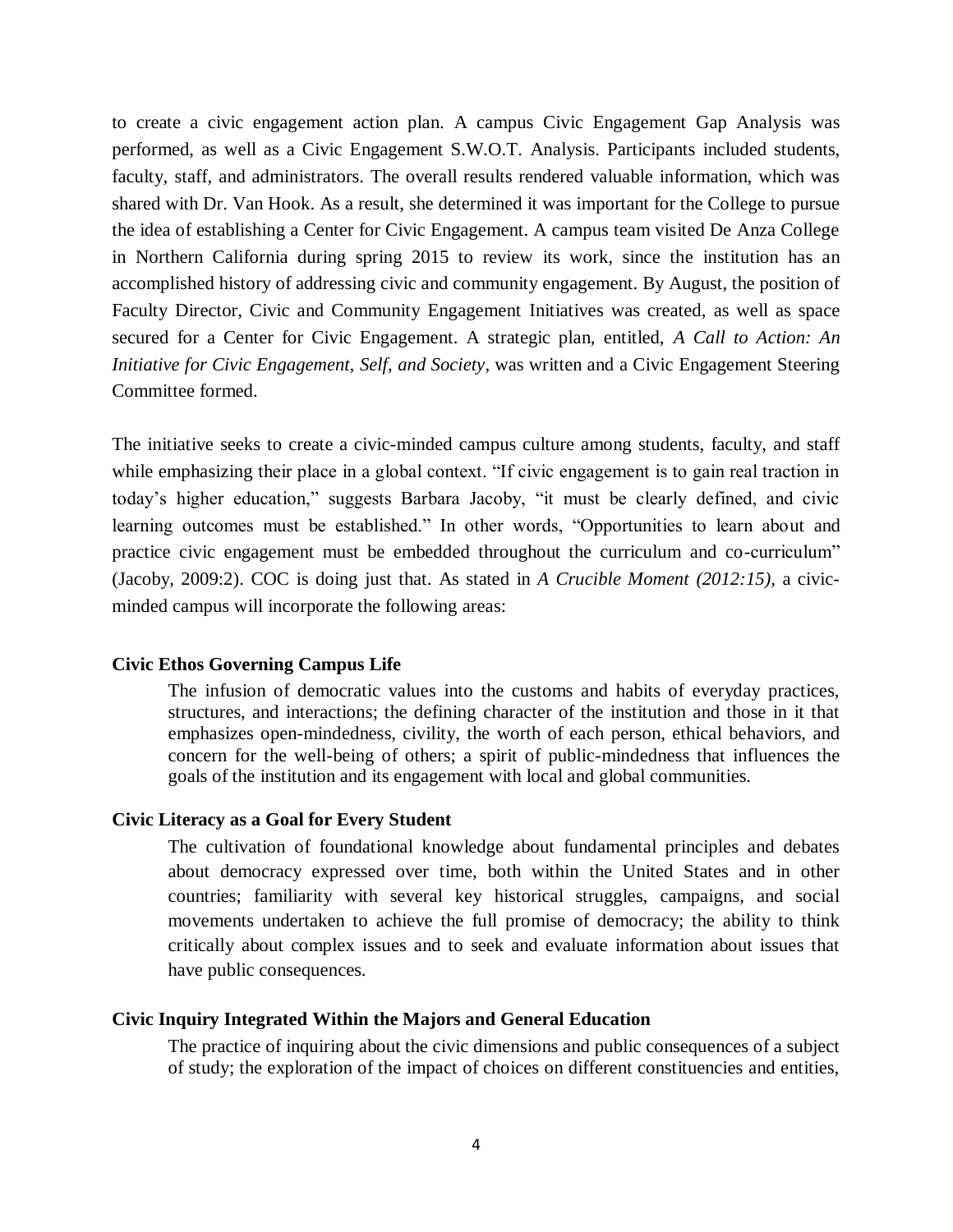to create a civic engagement action plan. A campus Civic Engagement Gap Analysis was performed, as well as a Civic Engagement S.W.O.T. Analysis. Participants included students, faculty, staff, and administrators. The overall results rendered valuable information, which was shared with Dr. Van Hook. As a result, she determined it was important for the College to pursue the idea of establishing a Center for Civic Engagement. A campus team visited De Anza College in Northern California during spring 2015 to review its work, since the institution has an accomplished history of addressing civic and community engagement. By August, the position of Faculty Director, Civic and Community Engagement Initiatives was created, as well as space secured for a Center for Civic Engagement. A strategic plan, entitled, *A Call to Action: An Initiative for Civic Engagement, Self, and Society*, was written and a Civic Engagement Steering Committee formed.

The initiative seeks to create a civic-minded campus culture among students, faculty, and staff while emphasizing their place in a global context. "If civic engagement is to gain real traction in today's higher education," suggests Barbara Jacoby, "it must be clearly defined, and civic learning outcomes must be established." In other words, "Opportunities to learn about and practice civic engagement must be embedded throughout the curriculum and co-curriculum" (Jacoby, 2009:2). COC is doing just that. As stated in *A Crucible Moment (2012:15)*, a civic-minded campus will incorporate the following areas:

**Civic Ethos Governing Campus Life**

> The infusion of democratic values into the customs and habits of everyday practices, structures, and interactions; the defining character of the institution and those in it that emphasizes open-mindedness, civility, the worth of each person, ethical behaviors, and concern for the well-being of others; a spirit of public-mindedness that influences the goals of the institution and its engagement with local and global communities.

**Civic Literacy as a Goal for Every Student**

> The cultivation of foundational knowledge about fundamental principles and debates about democracy expressed over time, both within the United States and in other countries; familiarity with several key historical struggles, campaigns, and social movements undertaken to achieve the full promise of democracy; the ability to think critically about complex issues and to seek and evaluate information about issues that have public consequences.

**Civic Inquiry Integrated Within the Majors and General Education**

> The practice of inquiring about the civic dimensions and public consequences of a subject of study; the exploration of the impact of choices on different constituencies and entities,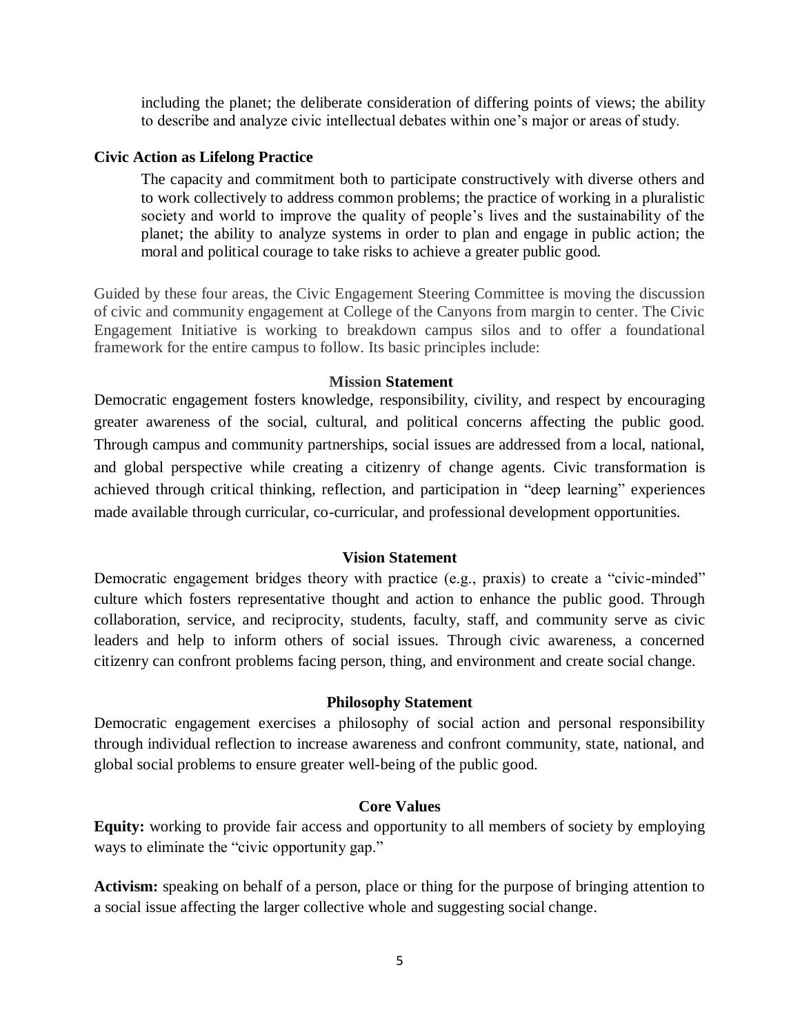including the planet; the deliberate consideration of differing points of views; the ability to describe and analyze civic intellectual debates within one's major or areas of study.

**Civic Action as Lifelong Practice**

The capacity and commitment both to participate constructively with diverse others and to work collectively to address common problems; the practice of working in a pluralistic society and world to improve the quality of people's lives and the sustainability of the planet; the ability to analyze systems in order to plan and engage in public action; the moral and political courage to take risks to achieve a greater public good.

Guided by these four areas, the Civic Engagement Steering Committee is moving the discussion of civic and community engagement at College of the Canyons from margin to center. The Civic Engagement Initiative is working to breakdown campus silos and to offer a foundational framework for the entire campus to follow. Its basic principles include:

### Mission Statement

Democratic engagement fosters knowledge, responsibility, civility, and respect by encouraging greater awareness of the social, cultural, and political concerns affecting the public good. Through campus and community partnerships, social issues are addressed from a local, national, and global perspective while creating a citizenry of change agents. Civic transformation is achieved through critical thinking, reflection, and participation in "deep learning" experiences made available through curricular, co-curricular, and professional development opportunities.

### Vision Statement

Democratic engagement bridges theory with practice (e.g., praxis) to create a "civic-minded" culture which fosters representative thought and action to enhance the public good. Through collaboration, service, and reciprocity, students, faculty, staff, and community serve as civic leaders and help to inform others of social issues. Through civic awareness, a concerned citizenry can confront problems facing person, thing, and environment and create social change.

### Philosophy Statement

Democratic engagement exercises a philosophy of social action and personal responsibility through individual reflection to increase awareness and confront community, state, national, and global social problems to ensure greater well-being of the public good.

### Core Values

**Equity:** working to provide fair access and opportunity to all members of society by employing ways to eliminate the "civic opportunity gap."

**Activism:** speaking on behalf of a person, place or thing for the purpose of bringing attention to a social issue affecting the larger collective whole and suggesting social change.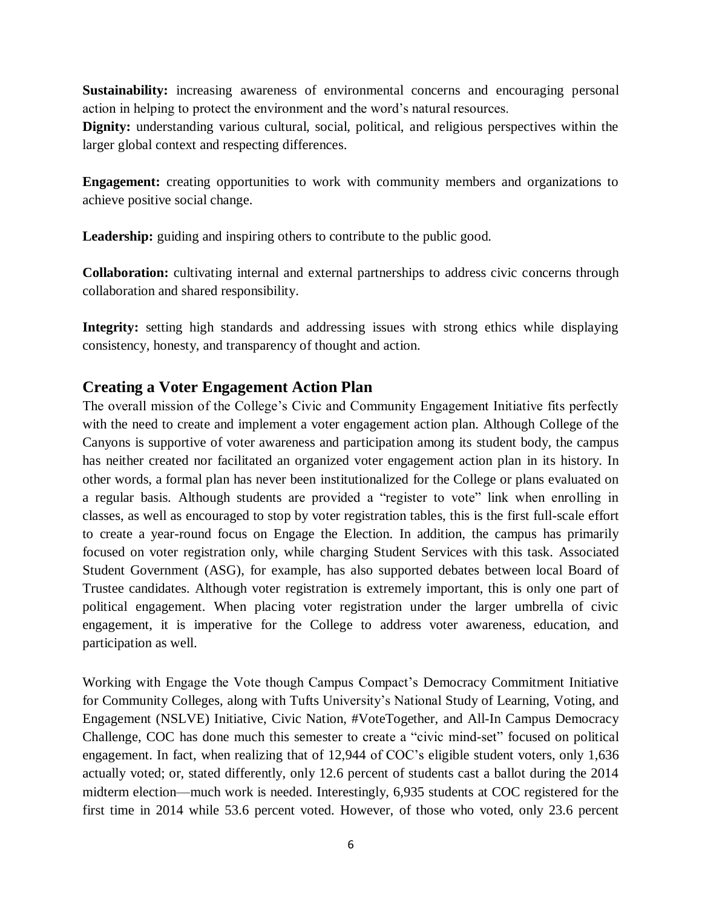**Sustainability:** increasing awareness of environmental concerns and encouraging personal action in helping to protect the environment and the word's natural resources.
**Dignity:** understanding various cultural, social, political, and religious perspectives within the larger global context and respecting differences.

**Engagement:** creating opportunities to work with community members and organizations to achieve positive social change.

**Leadership:** guiding and inspiring others to contribute to the public good.

**Collaboration:** cultivating internal and external partnerships to address civic concerns through collaboration and shared responsibility.

**Integrity:** setting high standards and addressing issues with strong ethics while displaying consistency, honesty, and transparency of thought and action.

## Creating a Voter Engagement Action Plan

The overall mission of the College's Civic and Community Engagement Initiative fits perfectly with the need to create and implement a voter engagement action plan. Although College of the Canyons is supportive of voter awareness and participation among its student body, the campus has neither created nor facilitated an organized voter engagement action plan in its history. In other words, a formal plan has never been institutionalized for the College or plans evaluated on a regular basis. Although students are provided a "register to vote" link when enrolling in classes, as well as encouraged to stop by voter registration tables, this is the first full-scale effort to create a year-round focus on Engage the Election. In addition, the campus has primarily focused on voter registration only, while charging Student Services with this task. Associated Student Government (ASG), for example, has also supported debates between local Board of Trustee candidates. Although voter registration is extremely important, this is only one part of political engagement. When placing voter registration under the larger umbrella of civic engagement, it is imperative for the College to address voter awareness, education, and participation as well.

Working with Engage the Vote though Campus Compact's Democracy Commitment Initiative for Community Colleges, along with Tufts University's National Study of Learning, Voting, and Engagement (NSLVE) Initiative, Civic Nation, #VoteTogether, and All-In Campus Democracy Challenge, COC has done much this semester to create a "civic mind-set" focused on political engagement. In fact, when realizing that of 12,944 of COC's eligible student voters, only 1,636 actually voted; or, stated differently, only 12.6 percent of students cast a ballot during the 2014 midterm election—much work is needed. Interestingly, 6,935 students at COC registered for the first time in 2014 while 53.6 percent voted. However, of those who voted, only 23.6 percent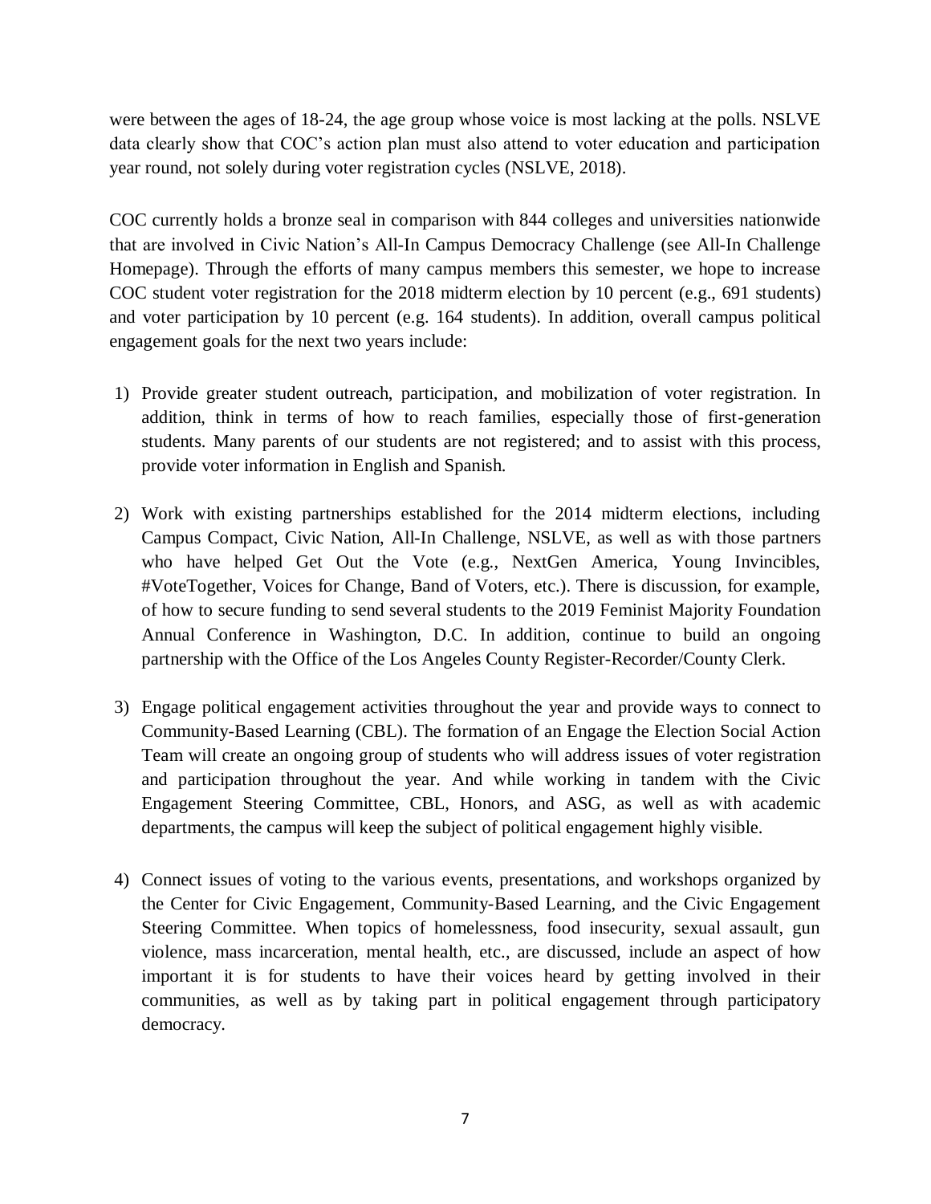were between the ages of 18-24, the age group whose voice is most lacking at the polls. NSLVE data clearly show that COC's action plan must also attend to voter education and participation year round, not solely during voter registration cycles (NSLVE, 2018).

COC currently holds a bronze seal in comparison with 844 colleges and universities nationwide that are involved in Civic Nation's All-In Campus Democracy Challenge (see All-In Challenge Homepage). Through the efforts of many campus members this semester, we hope to increase COC student voter registration for the 2018 midterm election by 10 percent (e.g., 691 students) and voter participation by 10 percent (e.g. 164 students). In addition, overall campus political engagement goals for the next two years include:

1) Provide greater student outreach, participation, and mobilization of voter registration. In addition, think in terms of how to reach families, especially those of first-generation students. Many parents of our students are not registered; and to assist with this process, provide voter information in English and Spanish.

2) Work with existing partnerships established for the 2014 midterm elections, including Campus Compact, Civic Nation, All-In Challenge, NSLVE, as well as with those partners who have helped Get Out the Vote (e.g., NextGen America, Young Invincibles, #VoteTogether, Voices for Change, Band of Voters, etc.). There is discussion, for example, of how to secure funding to send several students to the 2019 Feminist Majority Foundation Annual Conference in Washington, D.C. In addition, continue to build an ongoing partnership with the Office of the Los Angeles County Register-Recorder/County Clerk.

3) Engage political engagement activities throughout the year and provide ways to connect to Community-Based Learning (CBL). The formation of an Engage the Election Social Action Team will create an ongoing group of students who will address issues of voter registration and participation throughout the year. And while working in tandem with the Civic Engagement Steering Committee, CBL, Honors, and ASG, as well as with academic departments, the campus will keep the subject of political engagement highly visible.

4) Connect issues of voting to the various events, presentations, and workshops organized by the Center for Civic Engagement, Community-Based Learning, and the Civic Engagement Steering Committee. When topics of homelessness, food insecurity, sexual assault, gun violence, mass incarceration, mental health, etc., are discussed, include an aspect of how important it is for students to have their voices heard by getting involved in their communities, as well as by taking part in political engagement through participatory democracy.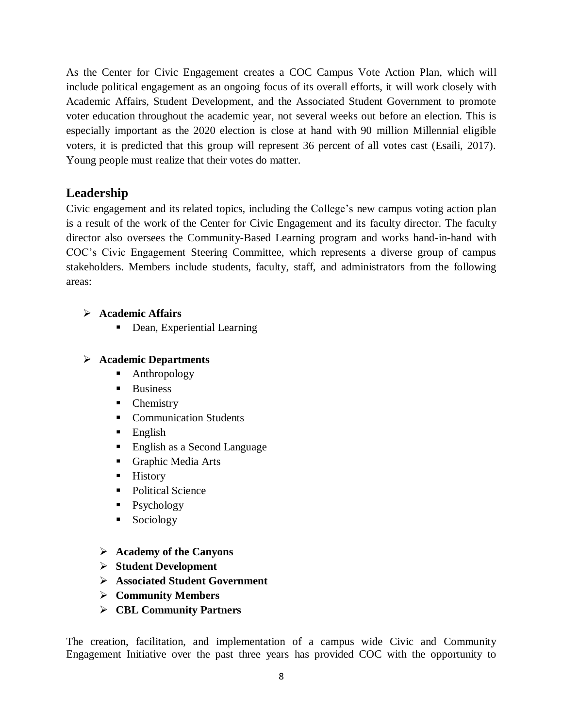As the Center for Civic Engagement creates a COC Campus Vote Action Plan, which will include political engagement as an ongoing focus of its overall efforts, it will work closely with Academic Affairs, Student Development, and the Associated Student Government to promote voter education throughout the academic year, not several weeks out before an election. This is especially important as the 2020 election is close at hand with 90 million Millennial eligible voters, it is predicted that this group will represent 36 percent of all votes cast (Esaili, 2017). Young people must realize that their votes do matter.

## Leadership

Civic engagement and its related topics, including the College's new campus voting action plan is a result of the work of the Center for Civic Engagement and its faculty director. The faculty director also oversees the Community-Based Learning program and works hand-in-hand with COC's Civic Engagement Steering Committee, which represents a diverse group of campus stakeholders. Members include students, faculty, staff, and administrators from the following areas:

- **Academic Affairs**
  - Dean, Experiential Learning

- **Academic Departments**
  - Anthropology
  - Business
  - Chemistry
  - Communication Students
  - English
  - English as a Second Language
  - Graphic Media Arts
  - History
  - Political Science
  - Psychology
  - Sociology

- **Academy of the Canyons**
- **Student Development**
- **Associated Student Government**
- **Community Members**
- **CBL Community Partners**

The creation, facilitation, and implementation of a campus wide Civic and Community Engagement Initiative over the past three years has provided COC with the opportunity to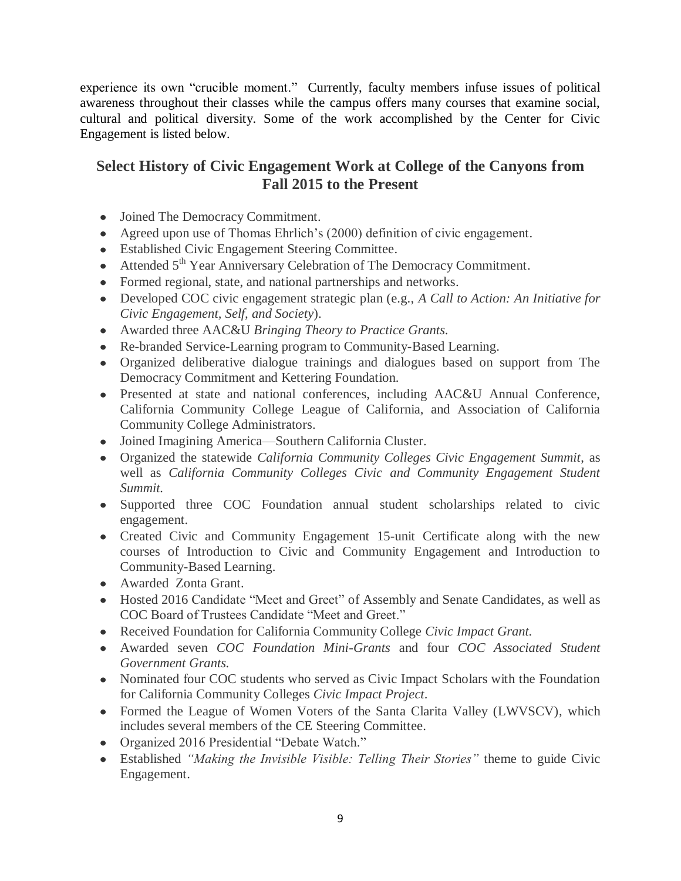experience its own "crucible moment." Currently, faculty members infuse issues of political awareness throughout their classes while the campus offers many courses that examine social, cultural and political diversity. Some of the work accomplished by the Center for Civic Engagement is listed below.

## Select History of Civic Engagement Work at College of the Canyons from Fall 2015 to the Present

- Joined The Democracy Commitment.
- Agreed upon use of Thomas Ehrlich's (2000) definition of civic engagement.
- Established Civic Engagement Steering Committee.
- Attended 5th Year Anniversary Celebration of The Democracy Commitment.
- Formed regional, state, and national partnerships and networks.
- Developed COC civic engagement strategic plan (e.g., *A Call to Action: An Initiative for Civic Engagement, Self, and Society*).
- Awarded three AAC&U *Bringing Theory to Practice Grants.*
- Re-branded Service-Learning program to Community-Based Learning.
- Organized deliberative dialogue trainings and dialogues based on support from The Democracy Commitment and Kettering Foundation.
- Presented at state and national conferences, including AAC&U Annual Conference, California Community College League of California, and Association of California Community College Administrators.
- Joined Imagining America—Southern California Cluster.
- Organized the statewide *California Community Colleges Civic Engagement Summit*, as well as *California Community Colleges Civic and Community Engagement Student Summit.*
- Supported three COC Foundation annual student scholarships related to civic engagement.
- Created Civic and Community Engagement 15-unit Certificate along with the new courses of Introduction to Civic and Community Engagement and Introduction to Community-Based Learning.
- Awarded Zonta Grant.
- Hosted 2016 Candidate "Meet and Greet" of Assembly and Senate Candidates, as well as COC Board of Trustees Candidate "Meet and Greet."
- Received Foundation for California Community College *Civic Impact Grant.*
- Awarded seven *COC Foundation Mini-Grants* and four *COC Associated Student Government Grants.*
- Nominated four COC students who served as Civic Impact Scholars with the Foundation for California Community Colleges *Civic Impact Project*.
- Formed the League of Women Voters of the Santa Clarita Valley (LWVSCV), which includes several members of the CE Steering Committee.
- Organized 2016 Presidential "Debate Watch."
- Established *"Making the Invisible Visible: Telling Their Stories"* theme to guide Civic Engagement.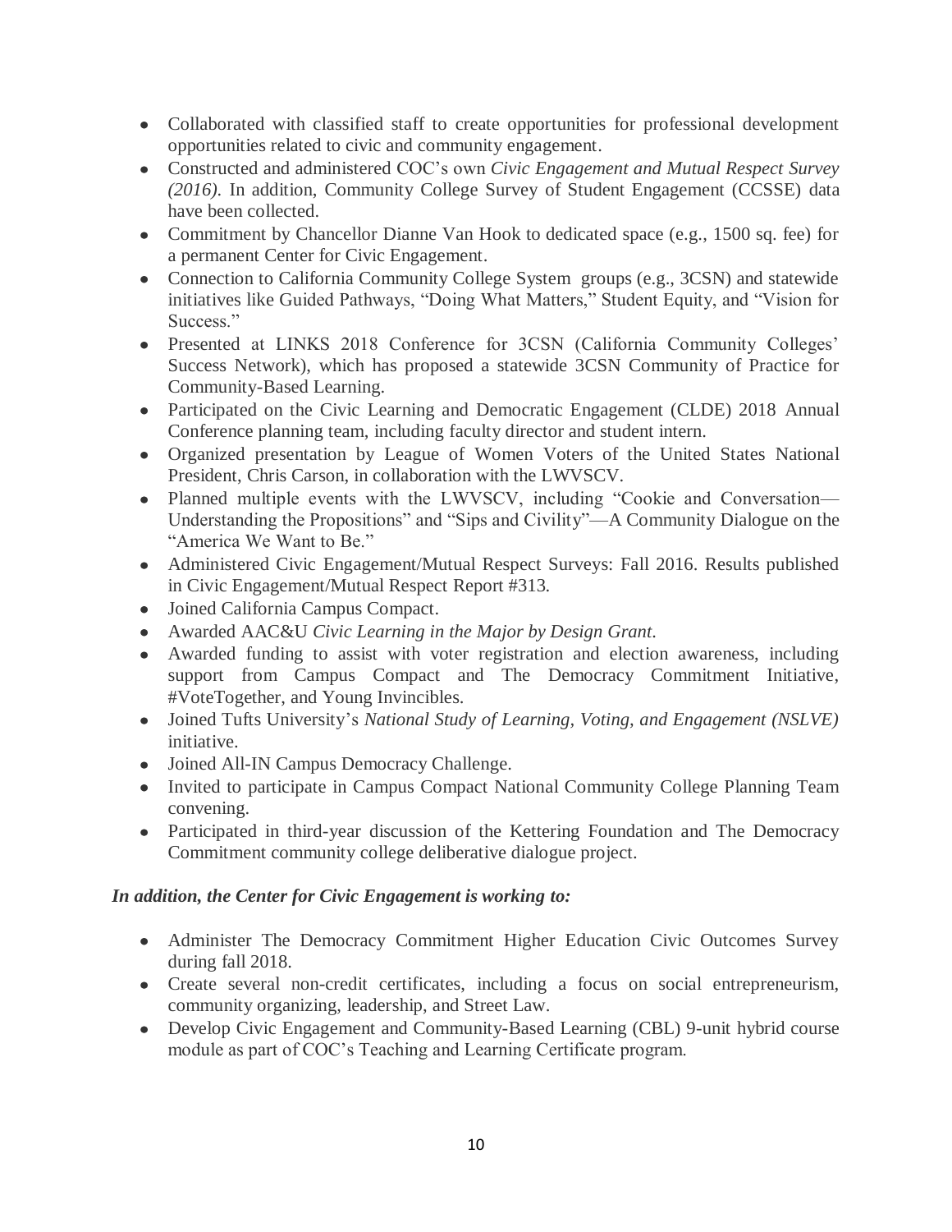- Collaborated with classified staff to create opportunities for professional development opportunities related to civic and community engagement.
- Constructed and administered COC's own *Civic Engagement and Mutual Respect Survey (2016)*. In addition, Community College Survey of Student Engagement (CCSSE) data have been collected.
- Commitment by Chancellor Dianne Van Hook to dedicated space (e.g., 1500 sq. fee) for a permanent Center for Civic Engagement.
- Connection to California Community College System groups (e.g., 3CSN) and statewide initiatives like Guided Pathways, "Doing What Matters," Student Equity, and "Vision for Success."
- Presented at LINKS 2018 Conference for 3CSN (California Community Colleges' Success Network), which has proposed a statewide 3CSN Community of Practice for Community-Based Learning.
- Participated on the Civic Learning and Democratic Engagement (CLDE) 2018 Annual Conference planning team, including faculty director and student intern.
- Organized presentation by League of Women Voters of the United States National President, Chris Carson, in collaboration with the LWVSCV.
- Planned multiple events with the LWVSCV, including "Cookie and Conversation—Understanding the Propositions" and "Sips and Civility"—A Community Dialogue on the "America We Want to Be."
- Administered Civic Engagement/Mutual Respect Surveys: Fall 2016. Results published in Civic Engagement/Mutual Respect Report #313.
- Joined California Campus Compact.
- Awarded AAC&U *Civic Learning in the Major by Design Grant.*
- Awarded funding to assist with voter registration and election awareness, including support from Campus Compact and The Democracy Commitment Initiative, #VoteTogether, and Young Invincibles.
- Joined Tufts University's *National Study of Learning, Voting, and Engagement (NSLVE)* initiative.
- Joined All-IN Campus Democracy Challenge.
- Invited to participate in Campus Compact National Community College Planning Team convening.
- Participated in third-year discussion of the Kettering Foundation and The Democracy Commitment community college deliberative dialogue project.

***In addition, the Center for Civic Engagement is working to:***

- Administer The Democracy Commitment Higher Education Civic Outcomes Survey during fall 2018.
- Create several non-credit certificates, including a focus on social entrepreneurism, community organizing, leadership, and Street Law.
- Develop Civic Engagement and Community-Based Learning (CBL) 9-unit hybrid course module as part of COC's Teaching and Learning Certificate program.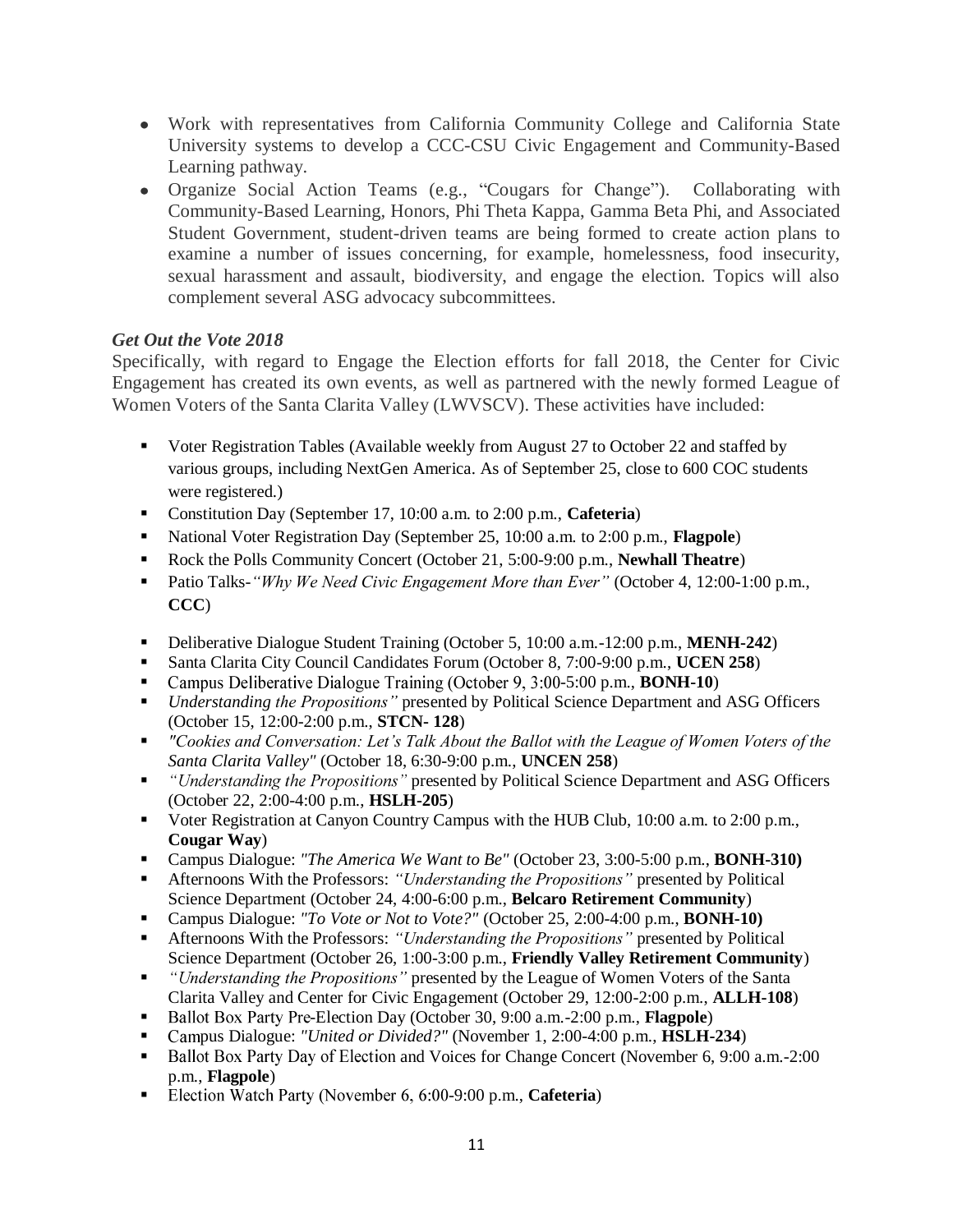- Work with representatives from California Community College and California State University systems to develop a CCC-CSU Civic Engagement and Community-Based Learning pathway.
- Organize Social Action Teams (e.g., "Cougars for Change"). Collaborating with Community-Based Learning, Honors, Phi Theta Kappa, Gamma Beta Phi, and Associated Student Government, student-driven teams are being formed to create action plans to examine a number of issues concerning, for example, homelessness, food insecurity, sexual harassment and assault, biodiversity, and engage the election. Topics will also complement several ASG advocacy subcommittees.

***Get Out the Vote 2018***

Specifically, with regard to Engage the Election efforts for fall 2018, the Center for Civic Engagement has created its own events, as well as partnered with the newly formed League of Women Voters of the Santa Clarita Valley (LWVSCV). These activities have included:

- Voter Registration Tables (Available weekly from August 27 to October 22 and staffed by various groups, including NextGen America. As of September 25, close to 600 COC students were registered.)
- Constitution Day (September 17, 10:00 a.m. to 2:00 p.m., **Cafeteria**)
- National Voter Registration Day (September 25, 10:00 a.m. to 2:00 p.m., **Flagpole**)
- Rock the Polls Community Concert (October 21, 5:00-9:00 p.m., **Newhall Theatre**)
- Patio Talks-*"Why We Need Civic Engagement More than Ever"* (October 4, 12:00-1:00 p.m., **CCC**)
- Deliberative Dialogue Student Training (October 5, 10:00 a.m.-12:00 p.m., **MENH-242**)
- Santa Clarita City Council Candidates Forum (October 8, 7:00-9:00 p.m., **UCEN 258**)
- Campus Deliberative Dialogue Training (October 9, 3:00-5:00 p.m., **BONH-10**)
- *Understanding the Propositions"* presented by Political Science Department and ASG Officers (October 15, 12:00-2:00 p.m., **STCN- 128**)
- *"Cookies and Conversation: Let's Talk About the Ballot with the League of Women Voters of the Santa Clarita Valley"* (October 18, 6:30-9:00 p.m., **UNCEN 258**)
- *"Understanding the Propositions"* presented by Political Science Department and ASG Officers (October 22, 2:00-4:00 p.m., **HSLH-205**)
- Voter Registration at Canyon Country Campus with the HUB Club, 10:00 a.m. to 2:00 p.m., **Cougar Way**)
- Campus Dialogue: *"The America We Want to Be"* (October 23, 3:00-5:00 p.m., **BONH-310)**
- Afternoons With the Professors: *"Understanding the Propositions"* presented by Political Science Department (October 24, 4:00-6:00 p.m., **Belcaro Retirement Community**)
- Campus Dialogue: *"To Vote or Not to Vote?"* (October 25, 2:00-4:00 p.m., **BONH-10)**
- Afternoons With the Professors: *"Understanding the Propositions"* presented by Political Science Department (October 26, 1:00-3:00 p.m., **Friendly Valley Retirement Community**)
- *"Understanding the Propositions"* presented by the League of Women Voters of the Santa Clarita Valley and Center for Civic Engagement (October 29, 12:00-2:00 p.m., **ALLH-108**)
- Ballot Box Party Pre-Election Day (October 30, 9:00 a.m.-2:00 p.m., **Flagpole**)
- Campus Dialogue: *"United or Divided?"* (November 1, 2:00-4:00 p.m., **HSLH-234**)
- Ballot Box Party Day of Election and Voices for Change Concert (November 6, 9:00 a.m.-2:00 p.m., **Flagpole**)
- Election Watch Party (November 6, 6:00-9:00 p.m., **Cafeteria**)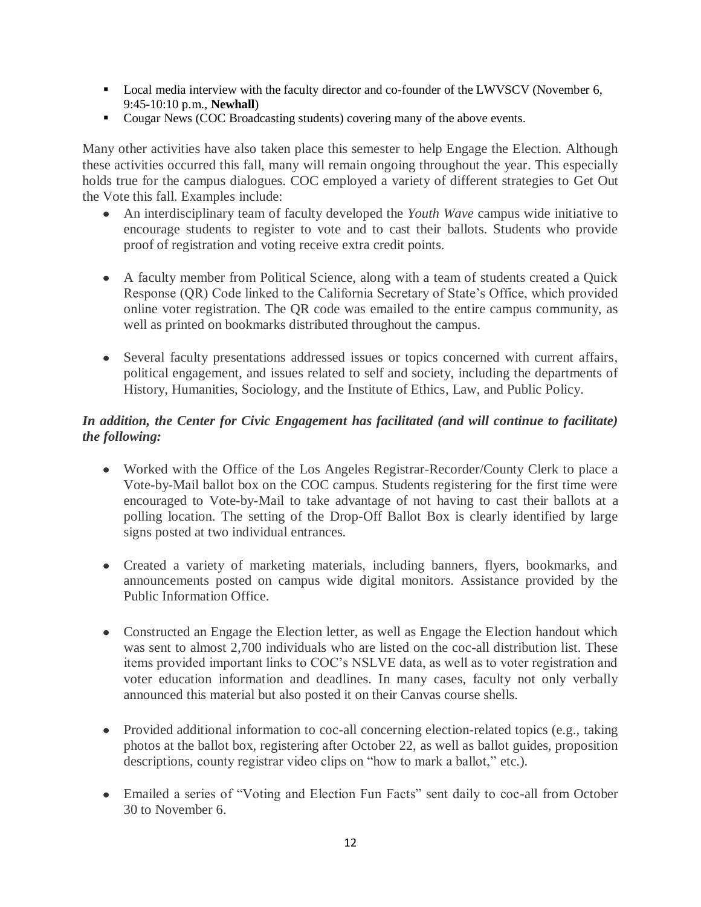- Local media interview with the faculty director and co-founder of the LWVSCV (November 6, 9:45-10:10 p.m., **Newhall**)
- Cougar News (COC Broadcasting students) covering many of the above events.

Many other activities have also taken place this semester to help Engage the Election. Although these activities occurred this fall, many will remain ongoing throughout the year. This especially holds true for the campus dialogues. COC employed a variety of different strategies to Get Out the Vote this fall. Examples include:

- An interdisciplinary team of faculty developed the *Youth Wave* campus wide initiative to encourage students to register to vote and to cast their ballots. Students who provide proof of registration and voting receive extra credit points.

- A faculty member from Political Science, along with a team of students created a Quick Response (QR) Code linked to the California Secretary of State's Office, which provided online voter registration. The QR code was emailed to the entire campus community, as well as printed on bookmarks distributed throughout the campus.

- Several faculty presentations addressed issues or topics concerned with current affairs, political engagement, and issues related to self and society, including the departments of History, Humanities, Sociology, and the Institute of Ethics, Law, and Public Policy.

***In addition, the Center for Civic Engagement has facilitated (and will continue to facilitate) the following:***

- Worked with the Office of the Los Angeles Registrar-Recorder/County Clerk to place a Vote-by-Mail ballot box on the COC campus. Students registering for the first time were encouraged to Vote-by-Mail to take advantage of not having to cast their ballots at a polling location. The setting of the Drop-Off Ballot Box is clearly identified by large signs posted at two individual entrances.

- Created a variety of marketing materials, including banners, flyers, bookmarks, and announcements posted on campus wide digital monitors. Assistance provided by the Public Information Office.

- Constructed an Engage the Election letter, as well as Engage the Election handout which was sent to almost 2,700 individuals who are listed on the coc-all distribution list. These items provided important links to COC's NSLVE data, as well as to voter registration and voter education information and deadlines. In many cases, faculty not only verbally announced this material but also posted it on their Canvas course shells.

- Provided additional information to coc-all concerning election-related topics (e.g., taking photos at the ballot box, registering after October 22, as well as ballot guides, proposition descriptions, county registrar video clips on "how to mark a ballot," etc.).

- Emailed a series of "Voting and Election Fun Facts" sent daily to coc-all from October 30 to November 6.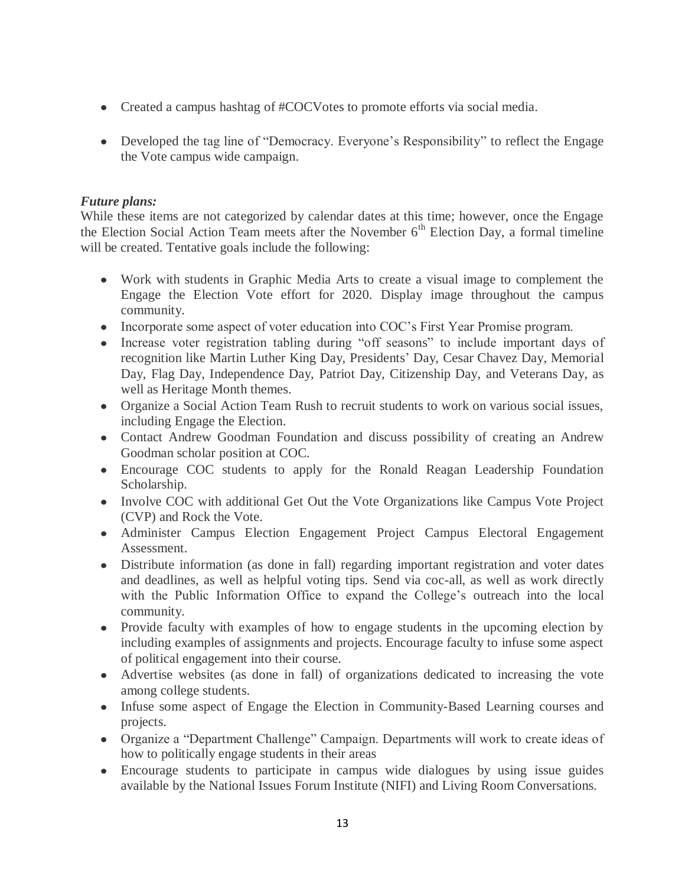- Created a campus hashtag of #COCVotes to promote efforts via social media.
- Developed the tag line of "Democracy. Everyone's Responsibility" to reflect the Engage the Vote campus wide campaign.

***Future plans:***

While these items are not categorized by calendar dates at this time; however, once the Engage the Election Social Action Team meets after the November 6th Election Day, a formal timeline will be created. Tentative goals include the following:

- Work with students in Graphic Media Arts to create a visual image to complement the Engage the Election Vote effort for 2020. Display image throughout the campus community.
- Incorporate some aspect of voter education into COC's First Year Promise program.
- Increase voter registration tabling during "off seasons" to include important days of recognition like Martin Luther King Day, Presidents' Day, Cesar Chavez Day, Memorial Day, Flag Day, Independence Day, Patriot Day, Citizenship Day, and Veterans Day, as well as Heritage Month themes.
- Organize a Social Action Team Rush to recruit students to work on various social issues, including Engage the Election.
- Contact Andrew Goodman Foundation and discuss possibility of creating an Andrew Goodman scholar position at COC.
- Encourage COC students to apply for the Ronald Reagan Leadership Foundation Scholarship.
- Involve COC with additional Get Out the Vote Organizations like Campus Vote Project (CVP) and Rock the Vote.
- Administer Campus Election Engagement Project Campus Electoral Engagement Assessment.
- Distribute information (as done in fall) regarding important registration and voter dates and deadlines, as well as helpful voting tips. Send via coc-all, as well as work directly with the Public Information Office to expand the College's outreach into the local community.
- Provide faculty with examples of how to engage students in the upcoming election by including examples of assignments and projects. Encourage faculty to infuse some aspect of political engagement into their course.
- Advertise websites (as done in fall) of organizations dedicated to increasing the vote among college students.
- Infuse some aspect of Engage the Election in Community-Based Learning courses and projects.
- Organize a "Department Challenge" Campaign. Departments will work to create ideas of how to politically engage students in their areas
- Encourage students to participate in campus wide dialogues by using issue guides available by the National Issues Forum Institute (NIFI) and Living Room Conversations.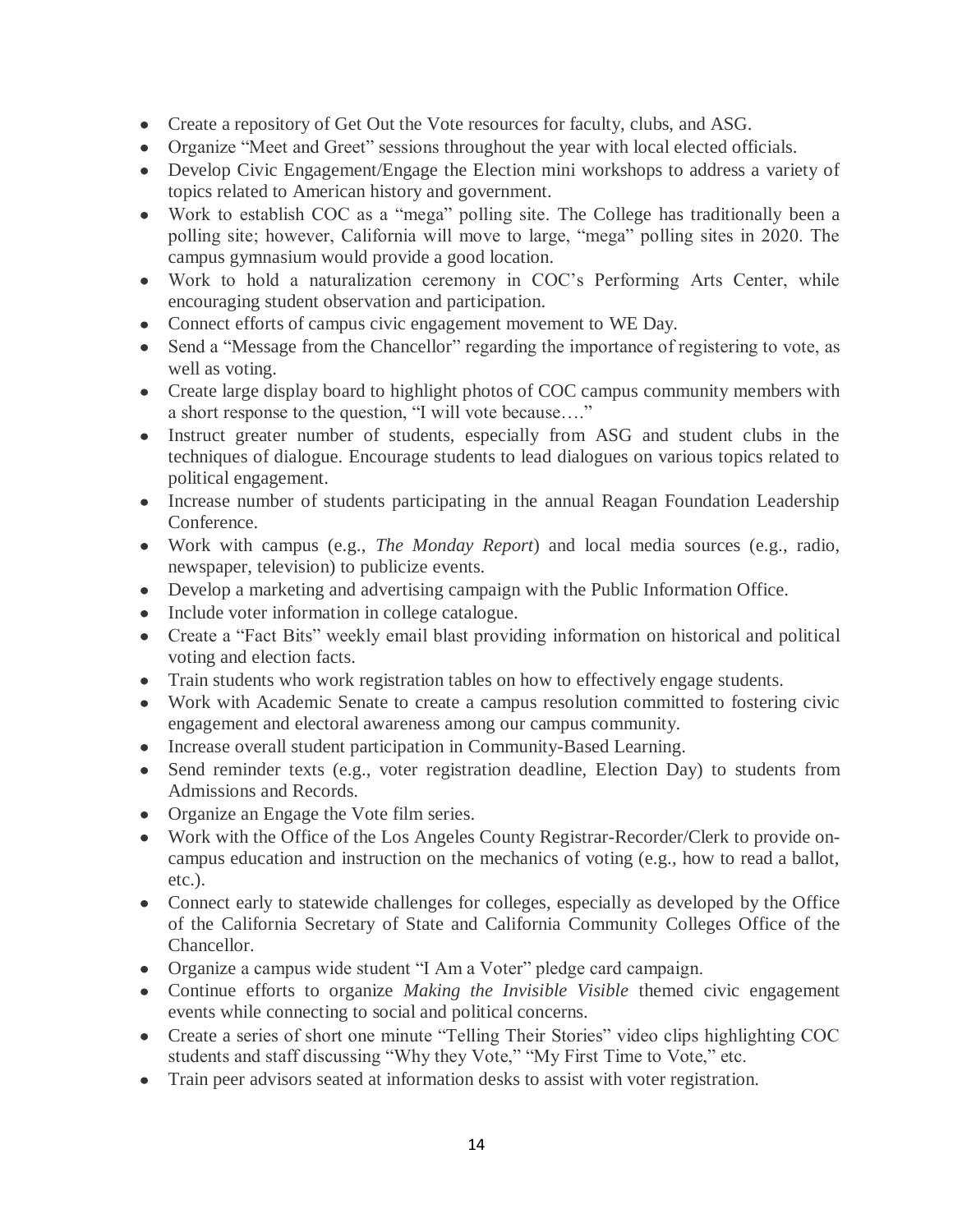- Create a repository of Get Out the Vote resources for faculty, clubs, and ASG.
- Organize "Meet and Greet" sessions throughout the year with local elected officials.
- Develop Civic Engagement/Engage the Election mini workshops to address a variety of topics related to American history and government.
- Work to establish COC as a "mega" polling site. The College has traditionally been a polling site; however, California will move to large, "mega" polling sites in 2020. The campus gymnasium would provide a good location.
- Work to hold a naturalization ceremony in COC's Performing Arts Center, while encouraging student observation and participation.
- Connect efforts of campus civic engagement movement to WE Day.
- Send a "Message from the Chancellor" regarding the importance of registering to vote, as well as voting.
- Create large display board to highlight photos of COC campus community members with a short response to the question, "I will vote because…."
- Instruct greater number of students, especially from ASG and student clubs in the techniques of dialogue. Encourage students to lead dialogues on various topics related to political engagement.
- Increase number of students participating in the annual Reagan Foundation Leadership Conference.
- Work with campus (e.g., *The Monday Report*) and local media sources (e.g., radio, newspaper, television) to publicize events.
- Develop a marketing and advertising campaign with the Public Information Office.
- Include voter information in college catalogue.
- Create a "Fact Bits" weekly email blast providing information on historical and political voting and election facts.
- Train students who work registration tables on how to effectively engage students.
- Work with Academic Senate to create a campus resolution committed to fostering civic engagement and electoral awareness among our campus community.
- Increase overall student participation in Community-Based Learning.
- Send reminder texts (e.g., voter registration deadline, Election Day) to students from Admissions and Records.
- Organize an Engage the Vote film series.
- Work with the Office of the Los Angeles County Registrar-Recorder/Clerk to provide on-campus education and instruction on the mechanics of voting (e.g., how to read a ballot, etc.).
- Connect early to statewide challenges for colleges, especially as developed by the Office of the California Secretary of State and California Community Colleges Office of the Chancellor.
- Organize a campus wide student "I Am a Voter" pledge card campaign.
- Continue efforts to organize *Making the Invisible Visible* themed civic engagement events while connecting to social and political concerns.
- Create a series of short one minute "Telling Their Stories" video clips highlighting COC students and staff discussing "Why they Vote," "My First Time to Vote," etc.
- Train peer advisors seated at information desks to assist with voter registration.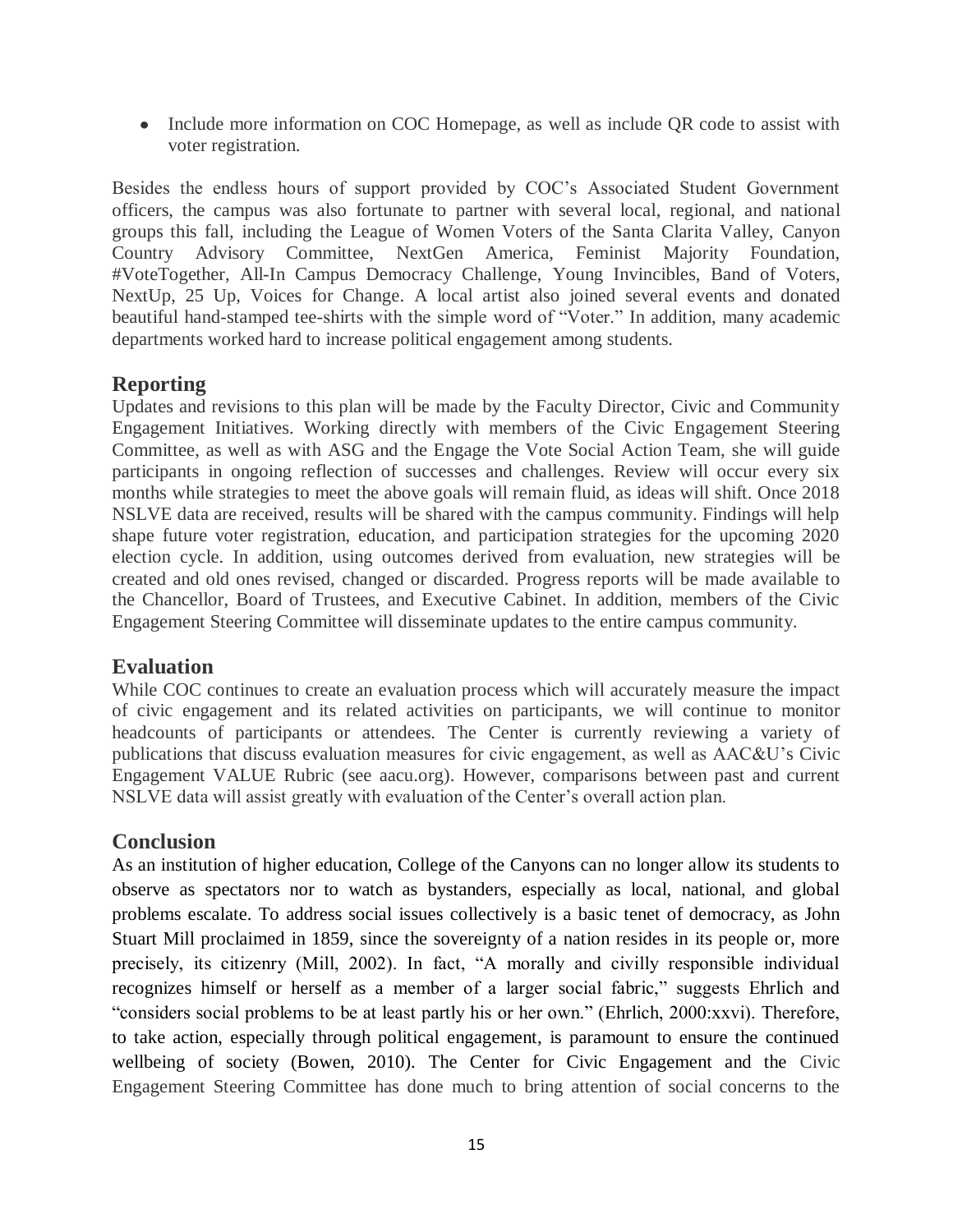- Include more information on COC Homepage, as well as include QR code to assist with voter registration.

Besides the endless hours of support provided by COC's Associated Student Government officers, the campus was also fortunate to partner with several local, regional, and national groups this fall, including the League of Women Voters of the Santa Clarita Valley, Canyon Country Advisory Committee, NextGen America, Feminist Majority Foundation, #VoteTogether, All-In Campus Democracy Challenge, Young Invincibles, Band of Voters, NextUp, 25 Up, Voices for Change. A local artist also joined several events and donated beautiful hand-stamped tee-shirts with the simple word of "Voter." In addition, many academic departments worked hard to increase political engagement among students.

## Reporting

Updates and revisions to this plan will be made by the Faculty Director, Civic and Community Engagement Initiatives. Working directly with members of the Civic Engagement Steering Committee, as well as with ASG and the Engage the Vote Social Action Team, she will guide participants in ongoing reflection of successes and challenges. Review will occur every six months while strategies to meet the above goals will remain fluid, as ideas will shift. Once 2018 NSLVE data are received, results will be shared with the campus community. Findings will help shape future voter registration, education, and participation strategies for the upcoming 2020 election cycle. In addition, using outcomes derived from evaluation, new strategies will be created and old ones revised, changed or discarded. Progress reports will be made available to the Chancellor, Board of Trustees, and Executive Cabinet. In addition, members of the Civic Engagement Steering Committee will disseminate updates to the entire campus community.

## Evaluation

While COC continues to create an evaluation process which will accurately measure the impact of civic engagement and its related activities on participants, we will continue to monitor headcounts of participants or attendees. The Center is currently reviewing a variety of publications that discuss evaluation measures for civic engagement, as well as AAC&U's Civic Engagement VALUE Rubric (see aacu.org). However, comparisons between past and current NSLVE data will assist greatly with evaluation of the Center's overall action plan.

## Conclusion

As an institution of higher education, College of the Canyons can no longer allow its students to observe as spectators nor to watch as bystanders, especially as local, national, and global problems escalate. To address social issues collectively is a basic tenet of democracy, as John Stuart Mill proclaimed in 1859, since the sovereignty of a nation resides in its people or, more precisely, its citizenry (Mill, 2002). In fact, "A morally and civilly responsible individual recognizes himself or herself as a member of a larger social fabric," suggests Ehrlich and "considers social problems to be at least partly his or her own." (Ehrlich, 2000:xxvi). Therefore, to take action, especially through political engagement, is paramount to ensure the continued wellbeing of society (Bowen, 2010). The Center for Civic Engagement and the Civic Engagement Steering Committee has done much to bring attention of social concerns to the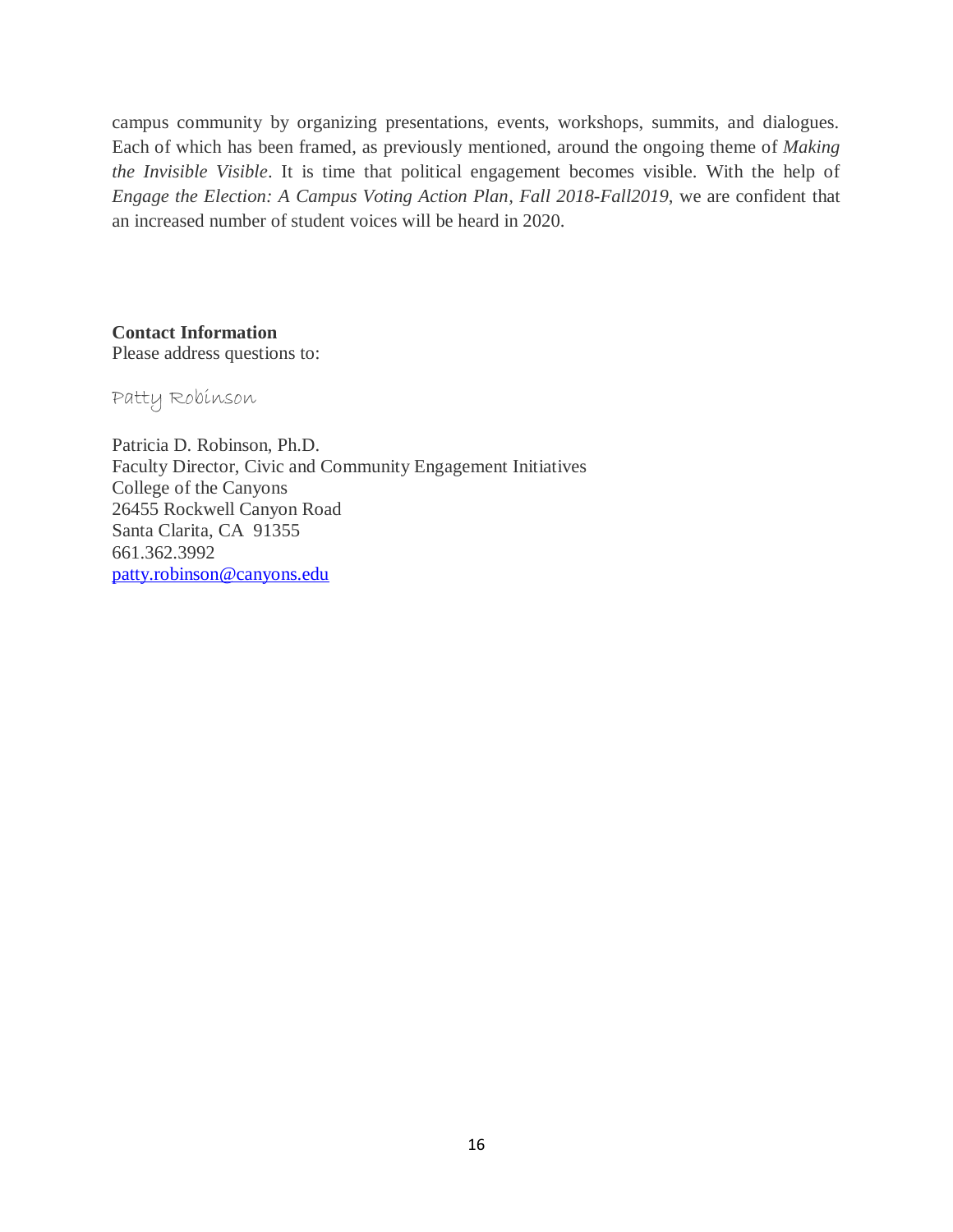campus community by organizing presentations, events, workshops, summits, and dialogues. Each of which has been framed, as previously mentioned, around the ongoing theme of *Making the Invisible Visible*. It is time that political engagement becomes visible. With the help of *Engage the Election: A Campus Voting Action Plan*, *Fall 2018-Fall2019*, we are confident that an increased number of student voices will be heard in 2020.

**Contact Information**
Please address questions to:

Patty Robinson

Patricia D. Robinson, Ph.D.
Faculty Director, Civic and Community Engagement Initiatives
College of the Canyons
26455 Rockwell Canyon Road
Santa Clarita, CA 91355
661.362.3992
patty.robinson@canyons.edu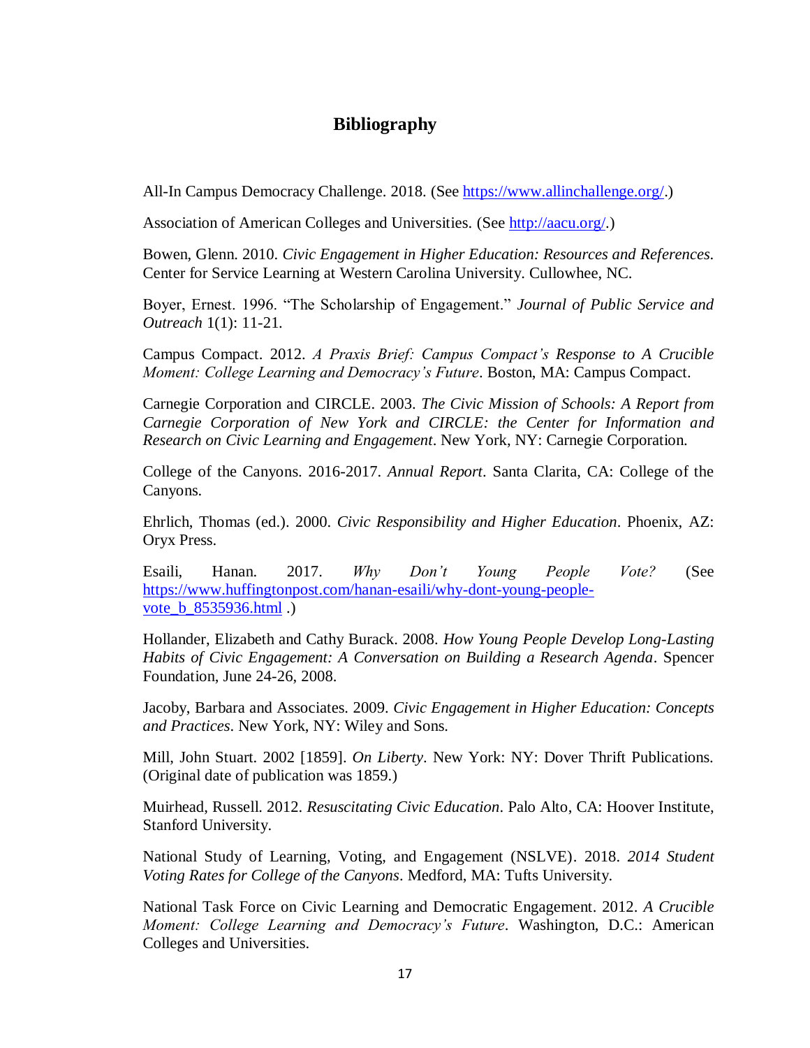## Bibliography

All-In Campus Democracy Challenge. 2018. (See https://www.allinchallenge.org/.)

Association of American Colleges and Universities. (See http://aacu.org/.)

Bowen, Glenn. 2010. *Civic Engagement in Higher Education: Resources and References*. Center for Service Learning at Western Carolina University. Cullowhee, NC.

Boyer, Ernest. 1996. "The Scholarship of Engagement." *Journal of Public Service and Outreach* 1(1): 11-21.

Campus Compact. 2012. *A Praxis Brief: Campus Compact's Response to A Crucible Moment: College Learning and Democracy's Future*. Boston, MA: Campus Compact.

Carnegie Corporation and CIRCLE. 2003. *The Civic Mission of Schools: A Report from Carnegie Corporation of New York and CIRCLE: the Center for Information and Research on Civic Learning and Engagement*. New York, NY: Carnegie Corporation.

College of the Canyons. 2016-2017. *Annual Report*. Santa Clarita, CA: College of the Canyons.

Ehrlich, Thomas (ed.). 2000. *Civic Responsibility and Higher Education*. Phoenix, AZ: Oryx Press.

Esaili, Hanan. 2017. *Why Don't Young People Vote?* (See https://www.huffingtonpost.com/hanan-esaili/why-dont-young-people-vote_b_8535936.html .)

Hollander, Elizabeth and Cathy Burack. 2008. *How Young People Develop Long-Lasting Habits of Civic Engagement: A Conversation on Building a Research Agenda*. Spencer Foundation, June 24-26, 2008.

Jacoby, Barbara and Associates. 2009. *Civic Engagement in Higher Education: Concepts and Practices*. New York, NY: Wiley and Sons.

Mill, John Stuart. 2002 [1859]. *On Liberty*. New York: NY: Dover Thrift Publications. (Original date of publication was 1859.)

Muirhead, Russell. 2012. *Resuscitating Civic Education*. Palo Alto, CA: Hoover Institute, Stanford University.

National Study of Learning, Voting, and Engagement (NSLVE). 2018. *2014 Student Voting Rates for College of the Canyons*. Medford, MA: Tufts University.

National Task Force on Civic Learning and Democratic Engagement. 2012. *A Crucible Moment: College Learning and Democracy's Future*. Washington, D.C.: American Colleges and Universities.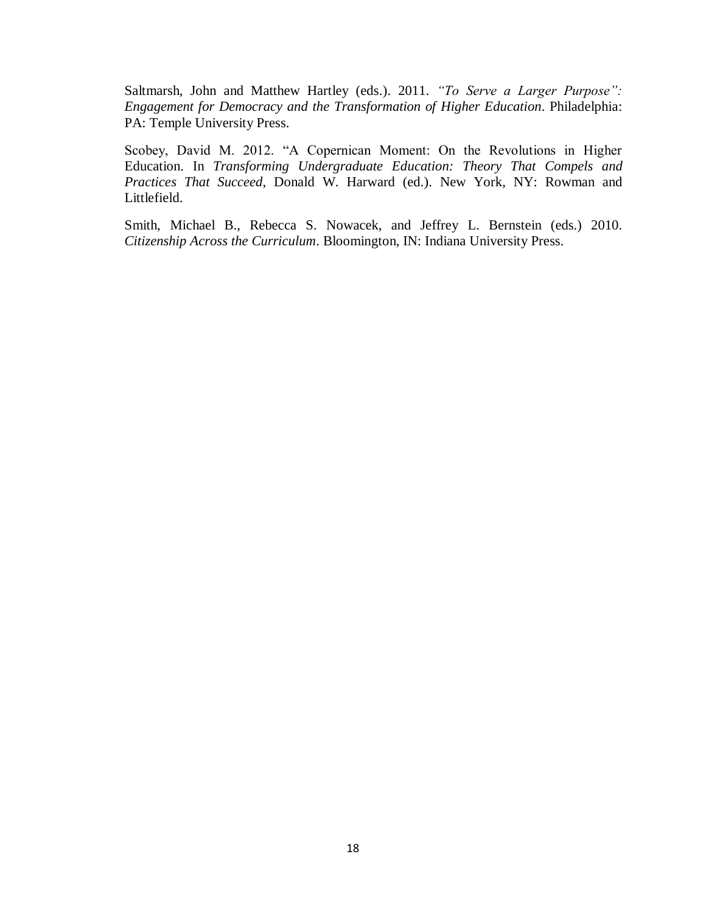Saltmarsh, John and Matthew Hartley (eds.). 2011. *"To Serve a Larger Purpose": Engagement for Democracy and the Transformation of Higher Education*. Philadelphia: PA: Temple University Press.

Scobey, David M. 2012. "A Copernican Moment: On the Revolutions in Higher Education. In *Transforming Undergraduate Education: Theory That Compels and Practices That Succeed*, Donald W. Harward (ed.). New York, NY: Rowman and Littlefield.

Smith, Michael B., Rebecca S. Nowacek, and Jeffrey L. Bernstein (eds.) 2010. *Citizenship Across the Curriculum*. Bloomington, IN: Indiana University Press.